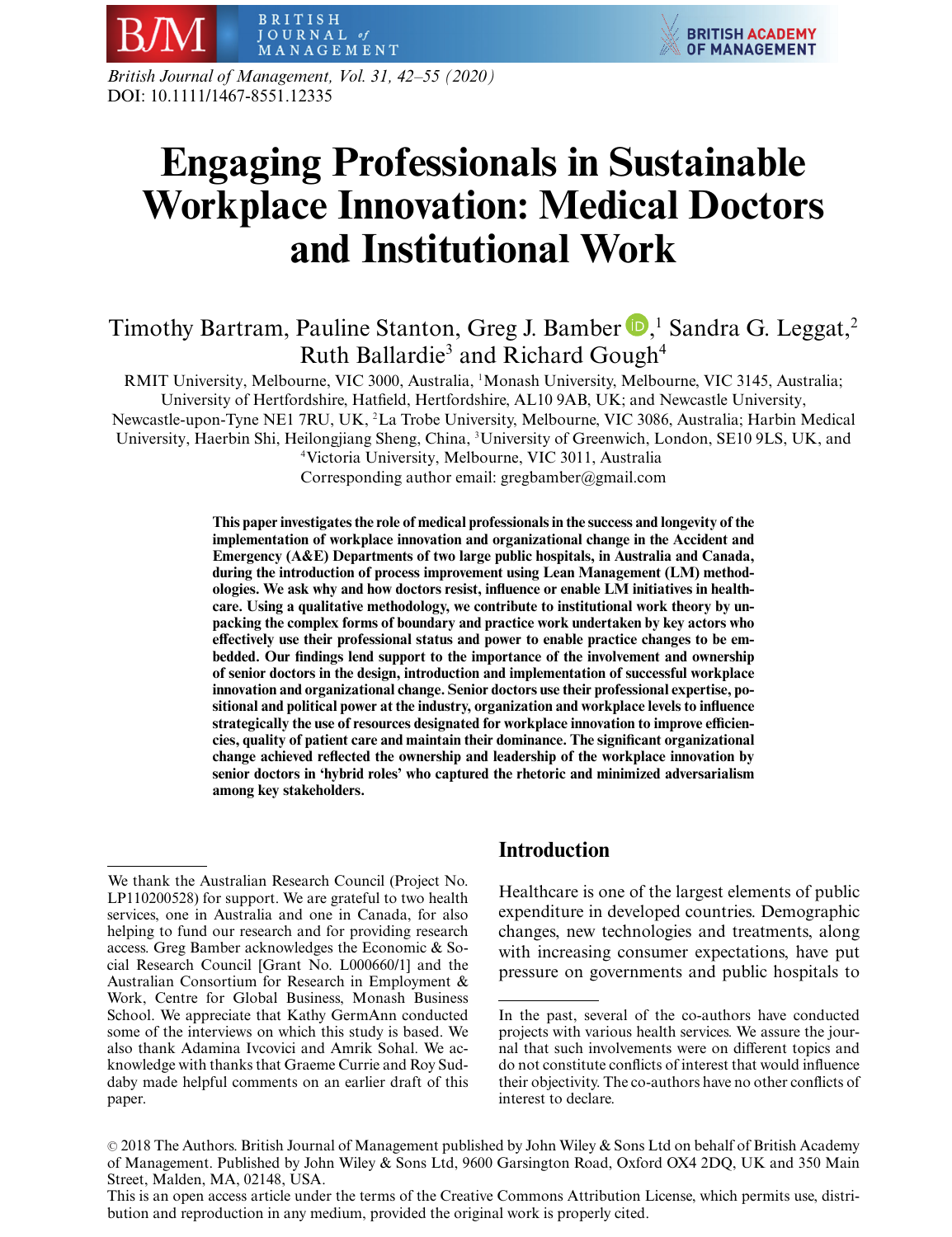# Engaging Professionals in Sustainable Workplace Innovation: Medical Doctors and Institutional Work

Timothy Bartram, Pauline Stanton, Greg J. Bamber,[1] Sandra G. Leggat,[2] Ruth Ballardie[3] and Richard Gough[4]

RMIT University, Melbourne, VIC 3000, Australia, [1]Monash University, Melbourne, VIC 3145, Australia; University of Hertfordshire, Hatfield, Hertfordshire, AL10 9AB, UK; and Newcastle University, Newcastle-upon-Tyne NE1 7RU, UK, [2]La Trobe University, Melbourne, VIC 3086, Australia; Harbin Medical University, Haerbin Shi, Heilongjiang Sheng, China, [3]University of Greenwich, London, SE10 9LS, UK, and [4]Victoria University, Melbourne, VIC 3011, Australia

Corresponding author email: gregbamber@gmail.com

**This paper investigates the role of medical professionals in the success and longevity of the implementation of workplace innovation and organizational change in the Accident and Emergency (A&E) Departments of two large public hospitals, in Australia and Canada, during the introduction of process improvement using Lean Management (LM) methodologies. We ask why and how doctors resist, influence or enable LM initiatives in healthcare. Using a qualitative methodology, we contribute to institutional work theory by unpacking the complex forms of boundary and practice work undertaken by key actors who effectively use their professional status and power to enable practice changes to be embedded. Our findings lend support to the importance of the involvement and ownership of senior doctors in the design, introduction and implementation of successful workplace innovation and organizational change. Senior doctors use their professional expertise, positional and political power at the industry, organization and workplace levels to influence strategically the use of resources designated for workplace innovation to improve efficiencies, quality of patient care and maintain their dominance. The significant organizational change achieved reflected the ownership and leadership of the workplace innovation by senior doctors in 'hybrid roles' who captured the rhetoric and minimized adversarialism among key stakeholders.**

## Introduction

Healthcare is one of the largest elements of public expenditure in developed countries. Demographic changes, new technologies and treatments, along with increasing consumer expectations, have put pressure on governments and public hospitals to

---

We thank the Australian Research Council (Project No. LP110200528) for support. We are grateful to two health services, one in Australia and one in Canada, for also helping to fund our research and for providing research access. Greg Bamber acknowledges the Economic & Social Research Council [Grant No. L000660/1] and the Australian Consortium for Research in Employment & Work, Centre for Global Business, Monash Business School. We appreciate that Kathy GermAnn conducted some of the interviews on which this study is based. We also thank Adamina Ivcovici and Amrik Sohal. We acknowledge with thanks that Graeme Currie and Roy Suddaby made helpful comments on an earlier draft of this paper.

In the past, several of the co-authors have conducted projects with various health services. We assure the journal that such involvements were on different topics and do not constitute conflicts of interest that would influence their objectivity. The co-authors have no other conflicts of interest to declare.

© 2018 The Authors. British Journal of Management published by John Wiley & Sons Ltd on behalf of British Academy of Management. Published by John Wiley & Sons Ltd, 9600 Garsington Road, Oxford OX4 2DQ, UK and 350 Main Street, Malden, MA, 02148, USA.

This is an open access article under the terms of the Creative Commons Attribution License, which permits use, distribution and reproduction in any medium, provided the original work is properly cited.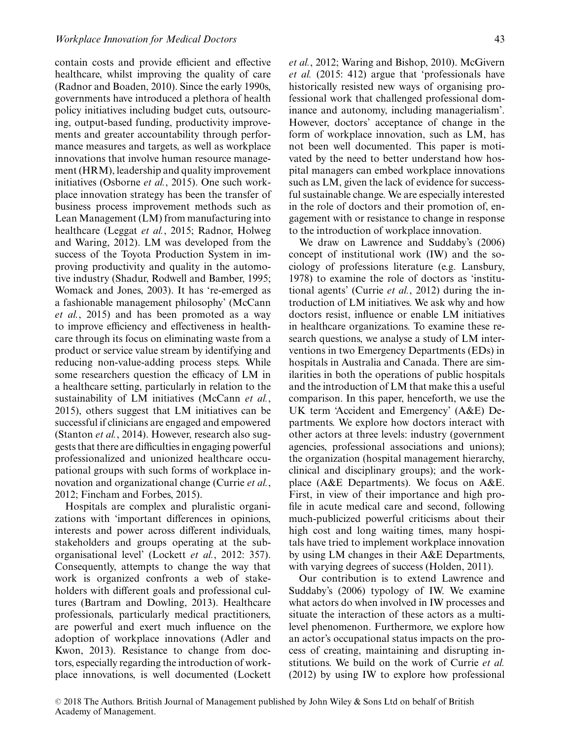contain costs and provide efficient and effective healthcare, whilst improving the quality of care (Radnor and Boaden, 2010). Since the early 1990s, governments have introduced a plethora of health policy initiatives including budget cuts, outsourcing, output-based funding, productivity improvements and greater accountability through performance measures and targets, as well as workplace innovations that involve human resource management (HRM), leadership and quality improvement initiatives (Osborne *et al.*, 2015). One such workplace innovation strategy has been the transfer of business process improvement methods such as Lean Management (LM) from manufacturing into healthcare (Leggat *et al.*, 2015; Radnor, Holweg and Waring, 2012). LM was developed from the success of the Toyota Production System in improving productivity and quality in the automotive industry (Shadur, Rodwell and Bamber, 1995; Womack and Jones, 2003). It has 're-emerged as a fashionable management philosophy' (McCann *et al.*, 2015) and has been promoted as a way to improve efficiency and effectiveness in healthcare through its focus on eliminating waste from a product or service value stream by identifying and reducing non-value-adding process steps. While some researchers question the efficacy of LM in a healthcare setting, particularly in relation to the sustainability of LM initiatives (McCann *et al.*, 2015), others suggest that LM initiatives can be successful if clinicians are engaged and empowered (Stanton *et al.*, 2014). However, research also suggests that there are difficulties in engaging powerful professionalized and unionized healthcare occupational groups with such forms of workplace innovation and organizational change (Currie *et al.*, 2012; Fincham and Forbes, 2015).

Hospitals are complex and pluralistic organizations with 'important differences in opinions, interests and power across different individuals, stakeholders and groups operating at the sub-organisational level' (Lockett *et al.*, 2012: 357). Consequently, attempts to change the way that work is organized confronts a web of stakeholders with different goals and professional cultures (Bartram and Dowling, 2013). Healthcare professionals, particularly medical practitioners, are powerful and exert much influence on the adoption of workplace innovations (Adler and Kwon, 2013). Resistance to change from doctors, especially regarding the introduction of workplace innovations, is well documented (Lockett *et al.*, 2012; Waring and Bishop, 2010). McGivern *et al.* (2015: 412) argue that 'professionals have historically resisted new ways of organising professional work that challenged professional dominance and autonomy, including managerialism'. However, doctors' acceptance of change in the form of workplace innovation, such as LM, has not been well documented. This paper is motivated by the need to better understand how hospital managers can embed workplace innovations such as LM, given the lack of evidence for successful sustainable change. We are especially interested in the role of doctors and their promotion of, engagement with or resistance to change in response to the introduction of workplace innovation.

We draw on Lawrence and Suddaby's (2006) concept of institutional work (IW) and the sociology of professions literature (e.g. Lansbury, 1978) to examine the role of doctors as 'institutional agents' (Currie *et al.*, 2012) during the introduction of LM initiatives. We ask why and how doctors resist, influence or enable LM initiatives in healthcare organizations. To examine these research questions, we analyse a study of LM interventions in two Emergency Departments (EDs) in hospitals in Australia and Canada. There are similarities in both the operations of public hospitals and the introduction of LM that make this a useful comparison. In this paper, henceforth, we use the UK term 'Accident and Emergency' (A&E) Departments. We explore how doctors interact with other actors at three levels: industry (government agencies, professional associations and unions); the organization (hospital management hierarchy, clinical and disciplinary groups); and the workplace (A&E Departments). We focus on A&E. First, in view of their importance and high profile in acute medical care and second, following much-publicized powerful criticisms about their high cost and long waiting times, many hospitals have tried to implement workplace innovation by using LM changes in their A&E Departments, with varying degrees of success (Holden, 2011).

Our contribution is to extend Lawrence and Suddaby's (2006) typology of IW. We examine what actors do when involved in IW processes and situate the interaction of these actors as a multi-level phenomenon. Furthermore, we explore how an actor's occupational status impacts on the process of creating, maintaining and disrupting institutions. We build on the work of Currie *et al.* (2012) by using IW to explore how professional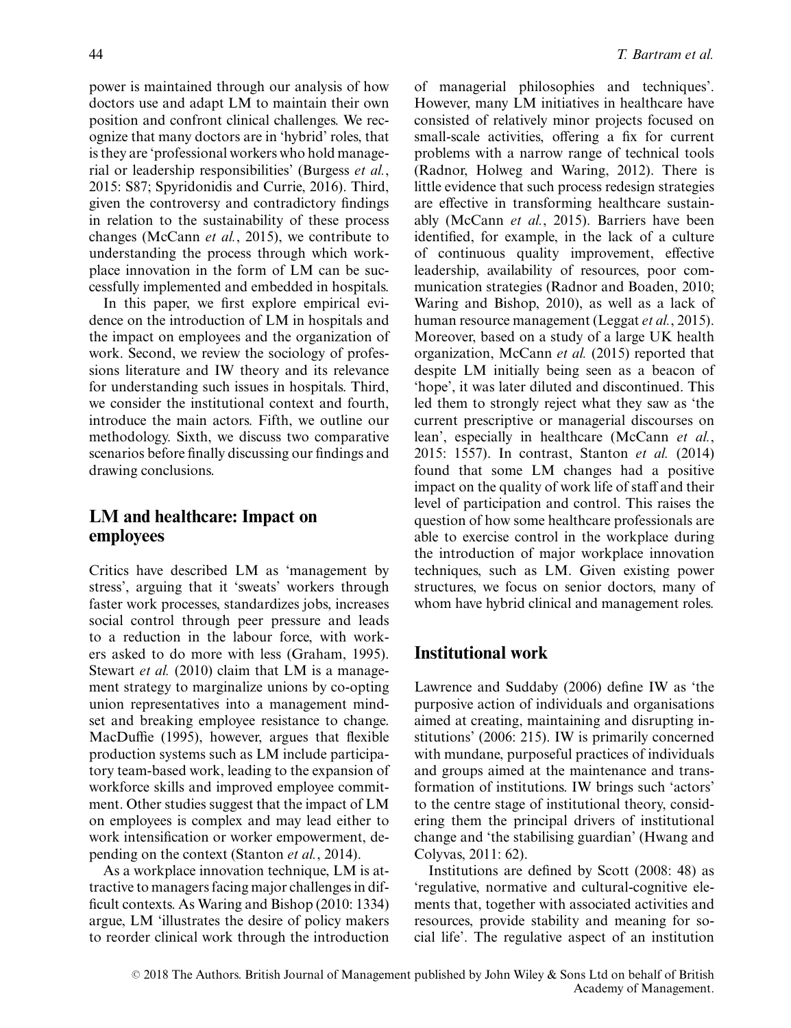power is maintained through our analysis of how doctors use and adapt LM to maintain their own position and confront clinical challenges. We recognize that many doctors are in 'hybrid' roles, that is they are 'professional workers who hold managerial or leadership responsibilities' (Burgess *et al.*, 2015: S87; Spyridonidis and Currie, 2016). Third, given the controversy and contradictory findings in relation to the sustainability of these process changes (McCann *et al.*, 2015), we contribute to understanding the process through which workplace innovation in the form of LM can be successfully implemented and embedded in hospitals.

In this paper, we first explore empirical evidence on the introduction of LM in hospitals and the impact on employees and the organization of work. Second, we review the sociology of professions literature and IW theory and its relevance for understanding such issues in hospitals. Third, we consider the institutional context and fourth, introduce the main actors. Fifth, we outline our methodology. Sixth, we discuss two comparative scenarios before finally discussing our findings and drawing conclusions.

## LM and healthcare: Impact on employees

Critics have described LM as 'management by stress', arguing that it 'sweats' workers through faster work processes, standardizes jobs, increases social control through peer pressure and leads to a reduction in the labour force, with workers asked to do more with less (Graham, 1995). Stewart *et al.* (2010) claim that LM is a management strategy to marginalize unions by co-opting union representatives into a management mindset and breaking employee resistance to change. MacDuffie (1995), however, argues that flexible production systems such as LM include participatory team-based work, leading to the expansion of workforce skills and improved employee commitment. Other studies suggest that the impact of LM on employees is complex and may lead either to work intensification or worker empowerment, depending on the context (Stanton *et al.*, 2014).

As a workplace innovation technique, LM is attractive to managers facing major challenges in difficult contexts. As Waring and Bishop (2010: 1334) argue, LM 'illustrates the desire of policy makers to reorder clinical work through the introduction of managerial philosophies and techniques'. However, many LM initiatives in healthcare have consisted of relatively minor projects focused on small-scale activities, offering a fix for current problems with a narrow range of technical tools (Radnor, Holweg and Waring, 2012). There is little evidence that such process redesign strategies are effective in transforming healthcare sustainably (McCann *et al.*, 2015). Barriers have been identified, for example, in the lack of a culture of continuous quality improvement, effective leadership, availability of resources, poor communication strategies (Radnor and Boaden, 2010; Waring and Bishop, 2010), as well as a lack of human resource management (Leggat *et al.*, 2015). Moreover, based on a study of a large UK health organization, McCann *et al.* (2015) reported that despite LM initially being seen as a beacon of 'hope', it was later diluted and discontinued. This led them to strongly reject what they saw as 'the current prescriptive or managerial discourses on lean', especially in healthcare (McCann *et al.*, 2015: 1557). In contrast, Stanton *et al.* (2014) found that some LM changes had a positive impact on the quality of work life of staff and their level of participation and control. This raises the question of how some healthcare professionals are able to exercise control in the workplace during the introduction of major workplace innovation techniques, such as LM. Given existing power structures, we focus on senior doctors, many of whom have hybrid clinical and management roles.

## Institutional work

Lawrence and Suddaby (2006) define IW as 'the purposive action of individuals and organisations aimed at creating, maintaining and disrupting institutions' (2006: 215). IW is primarily concerned with mundane, purposeful practices of individuals and groups aimed at the maintenance and transformation of institutions. IW brings such 'actors' to the centre stage of institutional theory, considering them the principal drivers of institutional change and 'the stabilising guardian' (Hwang and Colyvas, 2011: 62).

Institutions are defined by Scott (2008: 48) as 'regulative, normative and cultural-cognitive elements that, together with associated activities and resources, provide stability and meaning for social life'. The regulative aspect of an institution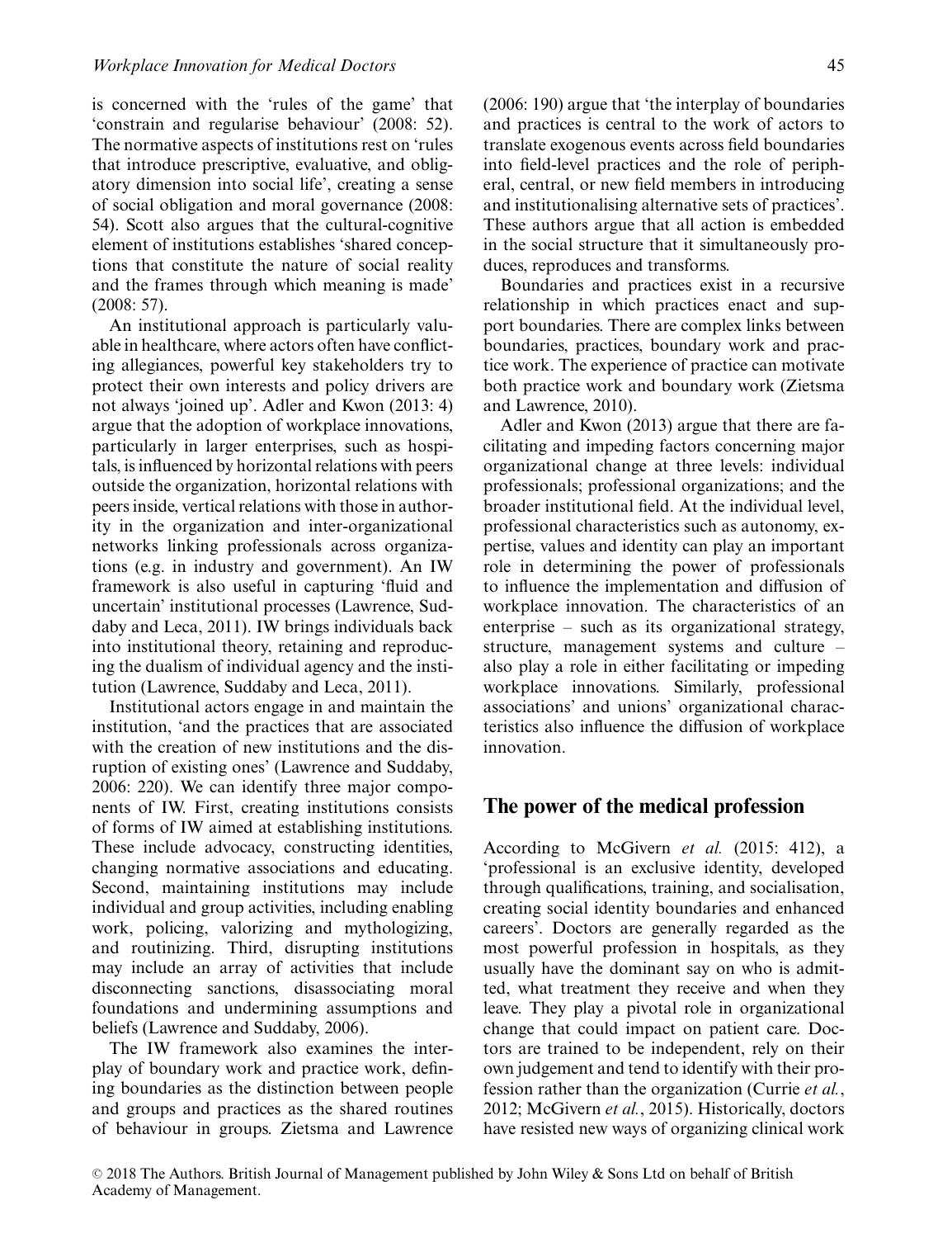is concerned with the 'rules of the game' that 'constrain and regularise behaviour' (2008: 52). The normative aspects of institutions rest on 'rules that introduce prescriptive, evaluative, and obligatory dimension into social life', creating a sense of social obligation and moral governance (2008: 54). Scott also argues that the cultural-cognitive element of institutions establishes 'shared conceptions that constitute the nature of social reality and the frames through which meaning is made' (2008: 57).

An institutional approach is particularly valuable in healthcare, where actors often have conflicting allegiances, powerful key stakeholders try to protect their own interests and policy drivers are not always 'joined up'. Adler and Kwon (2013: 4) argue that the adoption of workplace innovations, particularly in larger enterprises, such as hospitals, is influenced by horizontal relations with peers outside the organization, horizontal relations with peers inside, vertical relations with those in authority in the organization and inter-organizational networks linking professionals across organizations (e.g. in industry and government). An IW framework is also useful in capturing 'fluid and uncertain' institutional processes (Lawrence, Suddaby and Leca, 2011). IW brings individuals back into institutional theory, retaining and reproducing the dualism of individual agency and the institution (Lawrence, Suddaby and Leca, 2011).

Institutional actors engage in and maintain the institution, 'and the practices that are associated with the creation of new institutions and the disruption of existing ones' (Lawrence and Suddaby, 2006: 220). We can identify three major components of IW. First, creating institutions consists of forms of IW aimed at establishing institutions. These include advocacy, constructing identities, changing normative associations and educating. Second, maintaining institutions may include individual and group activities, including enabling work, policing, valorizing and mythologizing, and routinizing. Third, disrupting institutions may include an array of activities that include disconnecting sanctions, disassociating moral foundations and undermining assumptions and beliefs (Lawrence and Suddaby, 2006).

The IW framework also examines the interplay of boundary work and practice work, defining boundaries as the distinction between people and groups and practices as the shared routines of behaviour in groups. Zietsma and Lawrence (2006: 190) argue that 'the interplay of boundaries and practices is central to the work of actors to translate exogenous events across field boundaries into field-level practices and the role of peripheral, central, or new field members in introducing and institutionalising alternative sets of practices'. These authors argue that all action is embedded in the social structure that it simultaneously produces, reproduces and transforms.

Boundaries and practices exist in a recursive relationship in which practices enact and support boundaries. There are complex links between boundaries, practices, boundary work and practice work. The experience of practice can motivate both practice work and boundary work (Zietsma and Lawrence, 2010).

Adler and Kwon (2013) argue that there are facilitating and impeding factors concerning major organizational change at three levels: individual professionals; professional organizations; and the broader institutional field. At the individual level, professional characteristics such as autonomy, expertise, values and identity can play an important role in determining the power of professionals to influence the implementation and diffusion of workplace innovation. The characteristics of an enterprise – such as its organizational strategy, structure, management systems and culture – also play a role in either facilitating or impeding workplace innovations. Similarly, professional associations' and unions' organizational characteristics also influence the diffusion of workplace innovation.

## The power of the medical profession

According to McGivern *et al.* (2015: 412), a 'professional is an exclusive identity, developed through qualifications, training, and socialisation, creating social identity boundaries and enhanced careers'. Doctors are generally regarded as the most powerful profession in hospitals, as they usually have the dominant say on who is admitted, what treatment they receive and when they leave. They play a pivotal role in organizational change that could impact on patient care. Doctors are trained to be independent, rely on their own judgement and tend to identify with their profession rather than the organization (Currie *et al.*, 2012; McGivern *et al.*, 2015). Historically, doctors have resisted new ways of organizing clinical work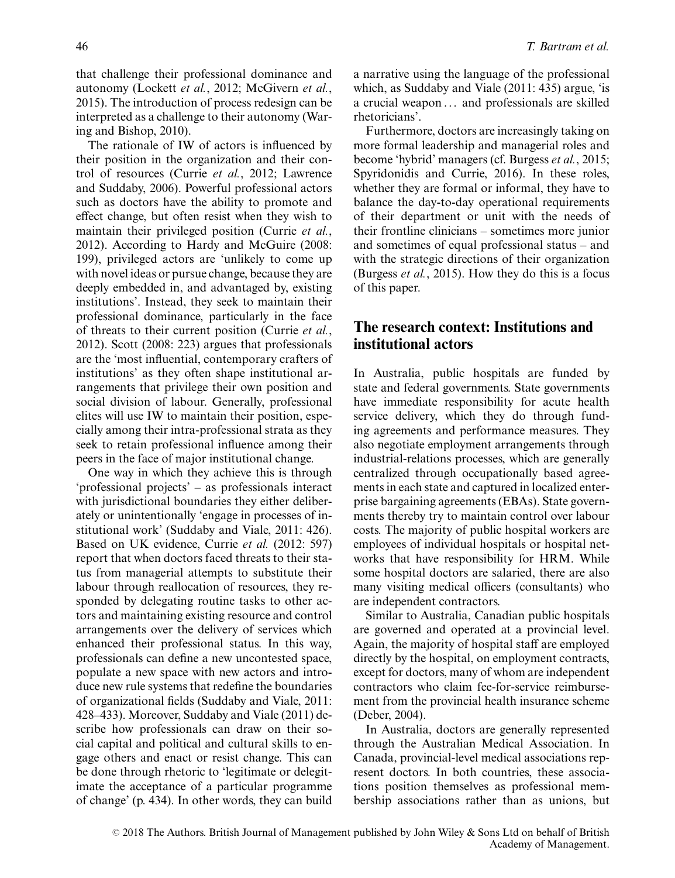that challenge their professional dominance and autonomy (Lockett *et al.*, 2012; McGivern *et al.*, 2015). The introduction of process redesign can be interpreted as a challenge to their autonomy (Waring and Bishop, 2010).

The rationale of IW of actors is influenced by their position in the organization and their control of resources (Currie *et al.*, 2012; Lawrence and Suddaby, 2006). Powerful professional actors such as doctors have the ability to promote and effect change, but often resist when they wish to maintain their privileged position (Currie *et al.*, 2012). According to Hardy and McGuire (2008: 199), privileged actors are 'unlikely to come up with novel ideas or pursue change, because they are deeply embedded in, and advantaged by, existing institutions'. Instead, they seek to maintain their professional dominance, particularly in the face of threats to their current position (Currie *et al.*, 2012). Scott (2008: 223) argues that professionals are the 'most influential, contemporary crafters of institutions' as they often shape institutional arrangements that privilege their own position and social division of labour. Generally, professional elites will use IW to maintain their position, especially among their intra-professional strata as they seek to retain professional influence among their peers in the face of major institutional change.

One way in which they achieve this is through 'professional projects' – as professionals interact with jurisdictional boundaries they either deliberately or unintentionally 'engage in processes of institutional work' (Suddaby and Viale, 2011: 426). Based on UK evidence, Currie *et al.* (2012: 597) report that when doctors faced threats to their status from managerial attempts to substitute their labour through reallocation of resources, they responded by delegating routine tasks to other actors and maintaining existing resource and control arrangements over the delivery of services which enhanced their professional status. In this way, professionals can define a new uncontested space, populate a new space with new actors and introduce new rule systems that redefine the boundaries of organizational fields (Suddaby and Viale, 2011: 428–433). Moreover, Suddaby and Viale (2011) describe how professionals can draw on their social capital and political and cultural skills to engage others and enact or resist change. This can be done through rhetoric to 'legitimate or delegitimate the acceptance of a particular programme of change' (p. 434). In other words, they can build a narrative using the language of the professional which, as Suddaby and Viale (2011: 435) argue, 'is a crucial weapon ... and professionals are skilled rhetoricians'.

Furthermore, doctors are increasingly taking on more formal leadership and managerial roles and become 'hybrid' managers (cf. Burgess *et al.*, 2015; Spyridonidis and Currie, 2016). In these roles, whether they are formal or informal, they have to balance the day-to-day operational requirements of their department or unit with the needs of their frontline clinicians – sometimes more junior and sometimes of equal professional status – and with the strategic directions of their organization (Burgess *et al.*, 2015). How they do this is a focus of this paper.

## The research context: Institutions and institutional actors

In Australia, public hospitals are funded by state and federal governments. State governments have immediate responsibility for acute health service delivery, which they do through funding agreements and performance measures. They also negotiate employment arrangements through industrial-relations processes, which are generally centralized through occupationally based agreements in each state and captured in localized enterprise bargaining agreements (EBAs). State governments thereby try to maintain control over labour costs. The majority of public hospital workers are employees of individual hospitals or hospital networks that have responsibility for HRM. While some hospital doctors are salaried, there are also many visiting medical officers (consultants) who are independent contractors.

Similar to Australia, Canadian public hospitals are governed and operated at a provincial level. Again, the majority of hospital staff are employed directly by the hospital, on employment contracts, except for doctors, many of whom are independent contractors who claim fee-for-service reimbursement from the provincial health insurance scheme (Deber, 2004).

In Australia, doctors are generally represented through the Australian Medical Association. In Canada, provincial-level medical associations represent doctors. In both countries, these associations position themselves as professional membership associations rather than as unions, but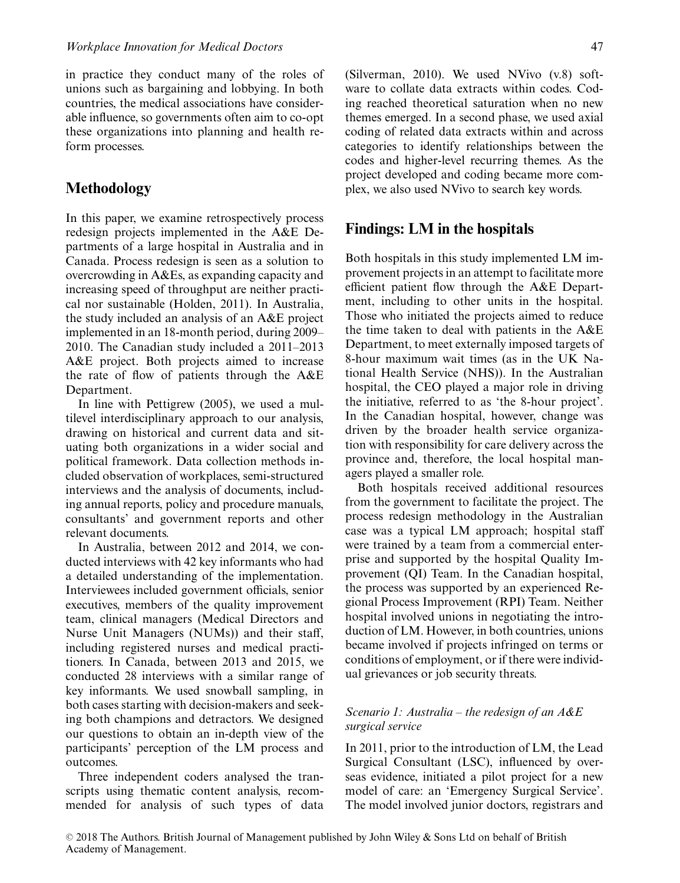in practice they conduct many of the roles of unions such as bargaining and lobbying. In both countries, the medical associations have considerable influence, so governments often aim to co-opt these organizations into planning and health reform processes.

## Methodology

In this paper, we examine retrospectively process redesign projects implemented in the A&E Departments of a large hospital in Australia and in Canada. Process redesign is seen as a solution to overcrowding in A&Es, as expanding capacity and increasing speed of throughput are neither practical nor sustainable (Holden, 2011). In Australia, the study included an analysis of an A&E project implemented in an 18-month period, during 2009–2010. The Canadian study included a 2011–2013 A&E project. Both projects aimed to increase the rate of flow of patients through the A&E Department.

In line with Pettigrew (2005), we used a multilevel interdisciplinary approach to our analysis, drawing on historical and current data and situating both organizations in a wider social and political framework. Data collection methods included observation of workplaces, semi-structured interviews and the analysis of documents, including annual reports, policy and procedure manuals, consultants' and government reports and other relevant documents.

In Australia, between 2012 and 2014, we conducted interviews with 42 key informants who had a detailed understanding of the implementation. Interviewees included government officials, senior executives, members of the quality improvement team, clinical managers (Medical Directors and Nurse Unit Managers (NUMs)) and their staff, including registered nurses and medical practitioners. In Canada, between 2013 and 2015, we conducted 28 interviews with a similar range of key informants. We used snowball sampling, in both cases starting with decision-makers and seeking both champions and detractors. We designed our questions to obtain an in-depth view of the participants' perception of the LM process and outcomes.

Three independent coders analysed the transcripts using thematic content analysis, recommended for analysis of such types of data (Silverman, 2010). We used NVivo (v.8) software to collate data extracts within codes. Coding reached theoretical saturation when no new themes emerged. In a second phase, we used axial coding of related data extracts within and across categories to identify relationships between the codes and higher-level recurring themes. As the project developed and coding became more complex, we also used NVivo to search key words.

## Findings: LM in the hospitals

Both hospitals in this study implemented LM improvement projects in an attempt to facilitate more efficient patient flow through the A&E Department, including to other units in the hospital. Those who initiated the projects aimed to reduce the time taken to deal with patients in the A&E Department, to meet externally imposed targets of 8-hour maximum wait times (as in the UK National Health Service (NHS)). In the Australian hospital, the CEO played a major role in driving the initiative, referred to as 'the 8-hour project'. In the Canadian hospital, however, change was driven by the broader health service organization with responsibility for care delivery across the province and, therefore, the local hospital managers played a smaller role.

Both hospitals received additional resources from the government to facilitate the project. The process redesign methodology in the Australian case was a typical LM approach; hospital staff were trained by a team from a commercial enterprise and supported by the hospital Quality Improvement (QI) Team. In the Canadian hospital, the process was supported by an experienced Regional Process Improvement (RPI) Team. Neither hospital involved unions in negotiating the introduction of LM. However, in both countries, unions became involved if projects infringed on terms or conditions of employment, or if there were individual grievances or job security threats.

### *Scenario 1: Australia – the redesign of an A&E surgical service*

In 2011, prior to the introduction of LM, the Lead Surgical Consultant (LSC), influenced by overseas evidence, initiated a pilot project for a new model of care: an 'Emergency Surgical Service'. The model involved junior doctors, registrars and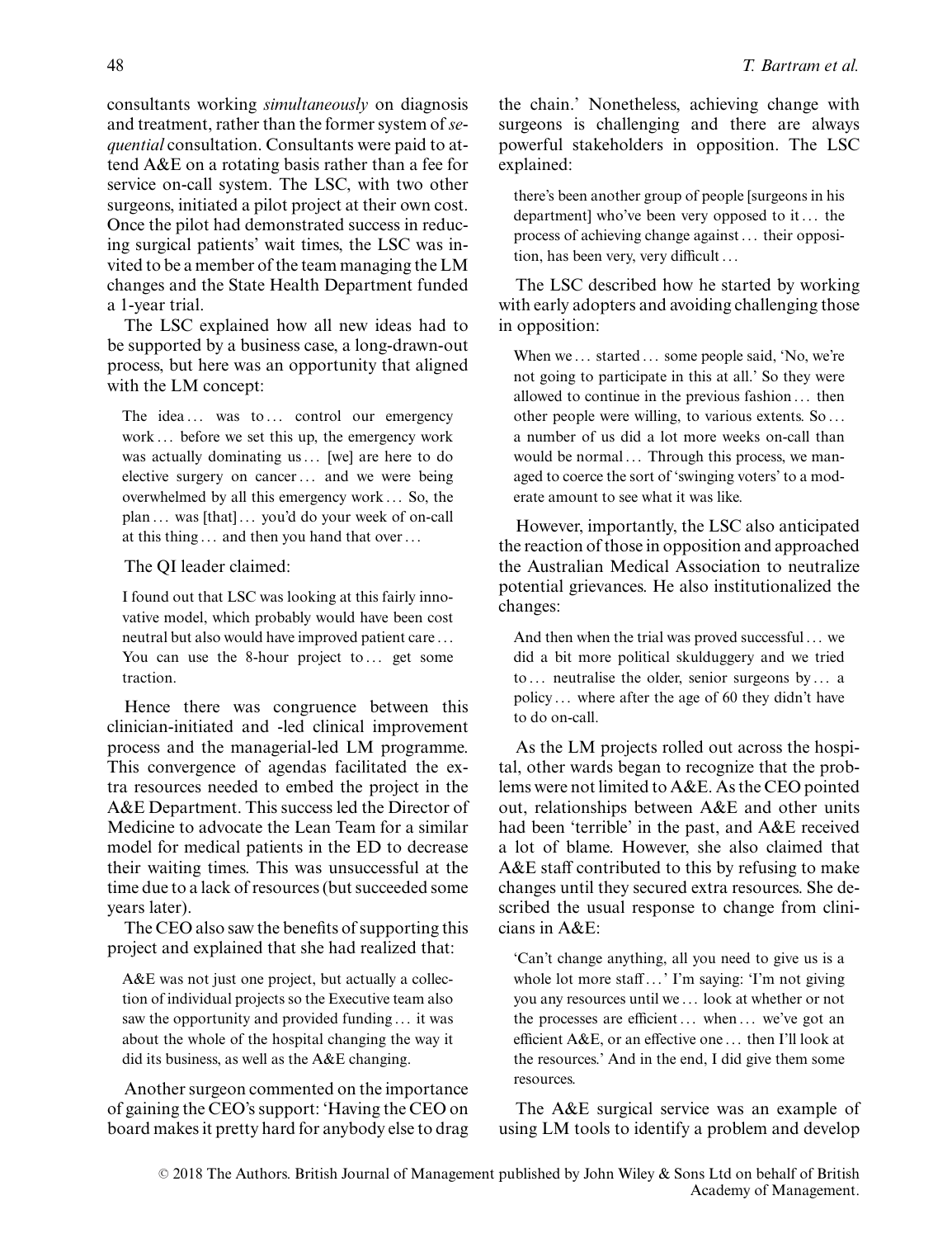consultants working *simultaneously* on diagnosis and treatment, rather than the former system of *sequential* consultation. Consultants were paid to attend A&E on a rotating basis rather than a fee for service on-call system. The LSC, with two other surgeons, initiated a pilot project at their own cost. Once the pilot had demonstrated success in reducing surgical patients' wait times, the LSC was invited to be a member of the team managing the LM changes and the State Health Department funded a 1-year trial.

The LSC explained how all new ideas had to be supported by a business case, a long-drawn-out process, but here was an opportunity that aligned with the LM concept:

> The idea … was to … control our emergency work … before we set this up, the emergency work was actually dominating us … [we] are here to do elective surgery on cancer … and we were being overwhelmed by all this emergency work … So, the plan … was [that] … you'd do your week of on-call at this thing … and then you hand that over …

The QI leader claimed:

> I found out that LSC was looking at this fairly innovative model, which probably would have been cost neutral but also would have improved patient care … You can use the 8-hour project to … get some traction.

Hence there was congruence between this clinician-initiated and -led clinical improvement process and the managerial-led LM programme. This convergence of agendas facilitated the extra resources needed to embed the project in the A&E Department. This success led the Director of Medicine to advocate the Lean Team for a similar model for medical patients in the ED to decrease their waiting times. This was unsuccessful at the time due to a lack of resources (but succeeded some years later).

The CEO also saw the benefits of supporting this project and explained that she had realized that:

> A&E was not just one project, but actually a collection of individual projects so the Executive team also saw the opportunity and provided funding … it was about the whole of the hospital changing the way it did its business, as well as the A&E changing.

Another surgeon commented on the importance of gaining the CEO's support: 'Having the CEO on board makes it pretty hard for anybody else to drag the chain.' Nonetheless, achieving change with surgeons is challenging and there are always powerful stakeholders in opposition. The LSC explained:

> there's been another group of people [surgeons in his department] who've been very opposed to it … the process of achieving change against … their opposition, has been very, very difficult …

The LSC described how he started by working with early adopters and avoiding challenging those in opposition:

> When we … started … some people said, 'No, we're not going to participate in this at all.' So they were allowed to continue in the previous fashion … then other people were willing, to various extents. So … a number of us did a lot more weeks on-call than would be normal … Through this process, we managed to coerce the sort of 'swinging voters' to a moderate amount to see what it was like.

However, importantly, the LSC also anticipated the reaction of those in opposition and approached the Australian Medical Association to neutralize potential grievances. He also institutionalized the changes:

> And then when the trial was proved successful … we did a bit more political skulduggery and we tried to … neutralise the older, senior surgeons by … a policy … where after the age of 60 they didn't have to do on-call.

As the LM projects rolled out across the hospital, other wards began to recognize that the problems were not limited to A&E. As the CEO pointed out, relationships between A&E and other units had been 'terrible' in the past, and A&E received a lot of blame. However, she also claimed that A&E staff contributed to this by refusing to make changes until they secured extra resources. She described the usual response to change from clinicians in A&E:

> 'Can't change anything, all you need to give us is a whole lot more staff …' I'm saying: 'I'm not giving you any resources until we … look at whether or not the processes are efficient … when … we've got an efficient A&E, or an effective one … then I'll look at the resources.' And in the end, I did give them some resources.

The A&E surgical service was an example of using LM tools to identify a problem and develop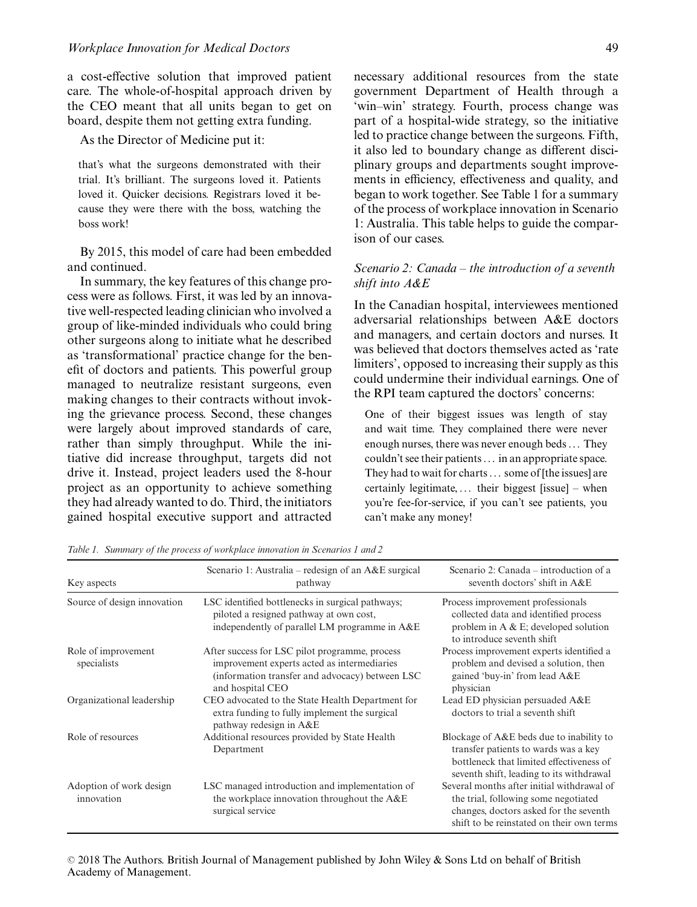a cost-effective solution that improved patient care. The whole-of-hospital approach driven by the CEO meant that all units began to get on board, despite them not getting extra funding.

As the Director of Medicine put it:

> that's what the surgeons demonstrated with their trial. It's brilliant. The surgeons loved it. Patients loved it. Quicker decisions. Registrars loved it because they were there with the boss, watching the boss work!

By 2015, this model of care had been embedded and continued.

In summary, the key features of this change process were as follows. First, it was led by an innovative well-respected leading clinician who involved a group of like-minded individuals who could bring other surgeons along to initiate what he described as 'transformational' practice change for the benefit of doctors and patients. This powerful group managed to neutralize resistant surgeons, even making changes to their contracts without invoking the grievance process. Second, these changes were largely about improved standards of care, rather than simply throughput. While the initiative did increase throughput, targets did not drive it. Instead, project leaders used the 8-hour project as an opportunity to achieve something they had already wanted to do. Third, the initiators gained hospital executive support and attracted necessary additional resources from the state government Department of Health through a 'win–win' strategy. Fourth, process change was part of a hospital-wide strategy, so the initiative led to practice change between the surgeons. Fifth, it also led to boundary change as different disciplinary groups and departments sought improvements in efficiency, effectiveness and quality, and began to work together. See Table 1 for a summary of the process of workplace innovation in Scenario 1: Australia. This table helps to guide the comparison of our cases.

### *Scenario 2: Canada – the introduction of a seventh shift into A&E*

In the Canadian hospital, interviewees mentioned adversarial relationships between A&E doctors and managers, and certain doctors and nurses. It was believed that doctors themselves acted as 'rate limiters', opposed to increasing their supply as this could undermine their individual earnings. One of the RPI team captured the doctors' concerns:

> One of their biggest issues was length of stay and wait time. They complained there were never enough nurses, there was never enough beds ... They couldn't see their patients ... in an appropriate space. They had to wait for charts ... some of [the issues] are certainly legitimate, ... their biggest [issue] – when you're fee-for-service, if you can't see patients, you can't make any money!

*Table 1. Summary of the process of workplace innovation in Scenarios 1 and 2*

| Key aspects | Scenario 1: Australia – redesign of an A&E surgical pathway | Scenario 2: Canada – introduction of a seventh doctors' shift in A&E |
|---|---|---|
| Source of design innovation | LSC identified bottlenecks in surgical pathways; piloted a resigned pathway at own cost, independently of parallel LM programme in A&E | Process improvement professionals collected data and identified process problem in A & E; developed solution to introduce seventh shift |
| Role of improvement specialists | After success for LSC pilot programme, process improvement experts acted as intermediaries (information transfer and advocacy) between LSC and hospital CEO | Process improvement experts identified a problem and devised a solution, then gained 'buy-in' from lead A&E physician |
| Organizational leadership | CEO advocated to the State Health Department for extra funding to fully implement the surgical pathway redesign in A&E | Lead ED physician persuaded A&E doctors to trial a seventh shift |
| Role of resources | Additional resources provided by State Health Department | Blockage of A&E beds due to inability to transfer patients to wards was a key bottleneck that limited effectiveness of seventh shift, leading to its withdrawal |
| Adoption of work design innovation | LSC managed introduction and implementation of the workplace innovation throughout the A&E surgical service | Several months after initial withdrawal of the trial, following some negotiated changes, doctors asked for the seventh shift to be reinstated on their own terms |

© 2018 The Authors. British Journal of Management published by John Wiley & Sons Ltd on behalf of British Academy of Management.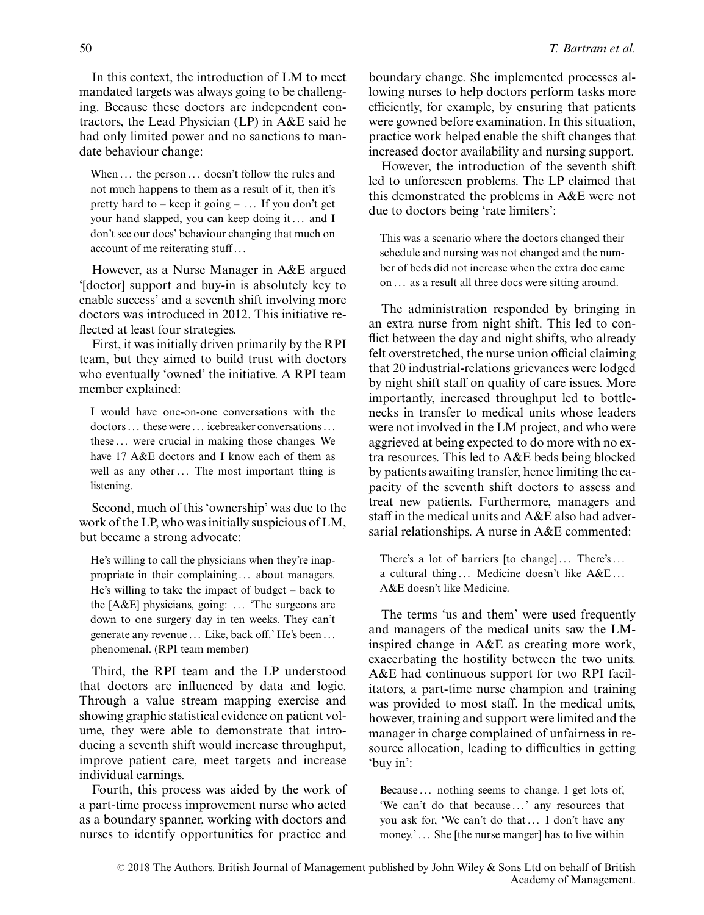In this context, the introduction of LM to meet mandated targets was always going to be challenging. Because these doctors are independent contractors, the Lead Physician (LP) in A&E said he had only limited power and no sanctions to mandate behaviour change:

> When ... the person ... doesn't follow the rules and not much happens to them as a result of it, then it's pretty hard to – keep it going – ... If you don't get your hand slapped, you can keep doing it ... and I don't see our docs' behaviour changing that much on account of me reiterating stuff ...

However, as a Nurse Manager in A&E argued '[doctor] support and buy-in is absolutely key to enable success' and a seventh shift involving more doctors was introduced in 2012. This initiative reflected at least four strategies.

First, it was initially driven primarily by the RPI team, but they aimed to build trust with doctors who eventually 'owned' the initiative. A RPI team member explained:

> I would have one-on-one conversations with the doctors ... these were ... icebreaker conversations ... these ... were crucial in making those changes. We have 17 A&E doctors and I know each of them as well as any other ... The most important thing is listening.

Second, much of this 'ownership' was due to the work of the LP, who was initially suspicious of LM, but became a strong advocate:

> He's willing to call the physicians when they're inappropriate in their complaining ... about managers. He's willing to take the impact of budget – back to the [A&E] physicians, going: ... 'The surgeons are down to one surgery day in ten weeks. They can't generate any revenue ... Like, back off.' He's been ... phenomenal. (RPI team member)

Third, the RPI team and the LP understood that doctors are influenced by data and logic. Through a value stream mapping exercise and showing graphic statistical evidence on patient volume, they were able to demonstrate that introducing a seventh shift would increase throughput, improve patient care, meet targets and increase individual earnings.

Fourth, this process was aided by the work of a part-time process improvement nurse who acted as a boundary spanner, working with doctors and nurses to identify opportunities for practice and boundary change. She implemented processes allowing nurses to help doctors perform tasks more efficiently, for example, by ensuring that patients were gowned before examination. In this situation, practice work helped enable the shift changes that increased doctor availability and nursing support.

However, the introduction of the seventh shift led to unforeseen problems. The LP claimed that this demonstrated the problems in A&E were not due to doctors being 'rate limiters':

> This was a scenario where the doctors changed their schedule and nursing was not changed and the number of beds did not increase when the extra doc came on ... as a result all three docs were sitting around.

The administration responded by bringing in an extra nurse from night shift. This led to conflict between the day and night shifts, who already felt overstretched, the nurse union official claiming that 20 industrial-relations grievances were lodged by night shift staff on quality of care issues. More importantly, increased throughput led to bottlenecks in transfer to medical units whose leaders were not involved in the LM project, and who were aggrieved at being expected to do more with no extra resources. This led to A&E beds being blocked by patients awaiting transfer, hence limiting the capacity of the seventh shift doctors to assess and treat new patients. Furthermore, managers and staff in the medical units and A&E also had adversarial relationships. A nurse in A&E commented:

> There's a lot of barriers [to change] ... There's ... a cultural thing ... Medicine doesn't like A&E ... A&E doesn't like Medicine.

The terms 'us and them' were used frequently and managers of the medical units saw the LM-inspired change in A&E as creating more work, exacerbating the hostility between the two units. A&E had continuous support for two RPI facilitators, a part-time nurse champion and training was provided to most staff. In the medical units, however, training and support were limited and the manager in charge complained of unfairness in resource allocation, leading to difficulties in getting 'buy in':

> Because ... nothing seems to change. I get lots of, 'We can't do that because ...' any resources that you ask for, 'We can't do that ... I don't have any money.' ... She [the nurse manger] has to live within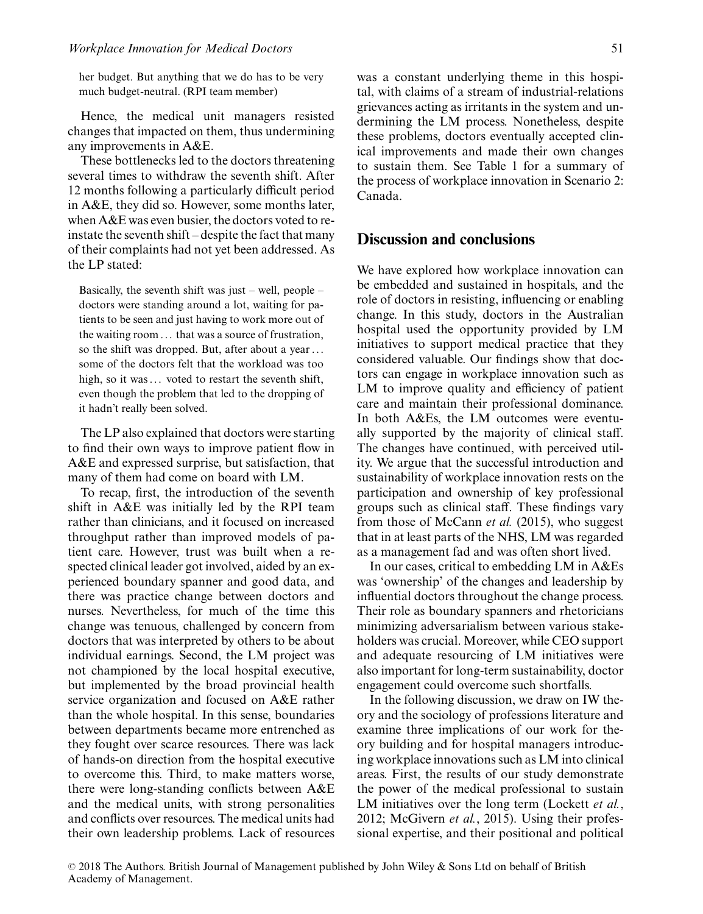her budget. But anything that we do has to be very much budget-neutral. (RPI team member)

Hence, the medical unit managers resisted changes that impacted on them, thus undermining any improvements in A&E.

These bottlenecks led to the doctors threatening several times to withdraw the seventh shift. After 12 months following a particularly difficult period in A&E, they did so. However, some months later, when A&E was even busier, the doctors voted to reinstate the seventh shift – despite the fact that many of their complaints had not yet been addressed. As the LP stated:

> Basically, the seventh shift was just – well, people – doctors were standing around a lot, waiting for patients to be seen and just having to work more out of the waiting room ... that was a source of frustration, so the shift was dropped. But, after about a year ... some of the doctors felt that the workload was too high, so it was ... voted to restart the seventh shift, even though the problem that led to the dropping of it hadn't really been solved.

The LP also explained that doctors were starting to find their own ways to improve patient flow in A&E and expressed surprise, but satisfaction, that many of them had come on board with LM.

To recap, first, the introduction of the seventh shift in A&E was initially led by the RPI team rather than clinicians, and it focused on increased throughput rather than improved models of patient care. However, trust was built when a respected clinical leader got involved, aided by an experienced boundary spanner and good data, and there was practice change between doctors and nurses. Nevertheless, for much of the time this change was tenuous, challenged by concern from doctors that was interpreted by others to be about individual earnings. Second, the LM project was not championed by the local hospital executive, but implemented by the broad provincial health service organization and focused on A&E rather than the whole hospital. In this sense, boundaries between departments became more entrenched as they fought over scarce resources. There was lack of hands-on direction from the hospital executive to overcome this. Third, to make matters worse, there were long-standing conflicts between A&E and the medical units, with strong personalities and conflicts over resources. The medical units had their own leadership problems. Lack of resources was a constant underlying theme in this hospital, with claims of a stream of industrial-relations grievances acting as irritants in the system and undermining the LM process. Nonetheless, despite these problems, doctors eventually accepted clinical improvements and made their own changes to sustain them. See Table 1 for a summary of the process of workplace innovation in Scenario 2: Canada.

## Discussion and conclusions

We have explored how workplace innovation can be embedded and sustained in hospitals, and the role of doctors in resisting, influencing or enabling change. In this study, doctors in the Australian hospital used the opportunity provided by LM initiatives to support medical practice that they considered valuable. Our findings show that doctors can engage in workplace innovation such as LM to improve quality and efficiency of patient care and maintain their professional dominance. In both A&Es, the LM outcomes were eventually supported by the majority of clinical staff. The changes have continued, with perceived utility. We argue that the successful introduction and sustainability of workplace innovation rests on the participation and ownership of key professional groups such as clinical staff. These findings vary from those of McCann *et al.* (2015), who suggest that in at least parts of the NHS, LM was regarded as a management fad and was often short lived.

In our cases, critical to embedding LM in A&Es was 'ownership' of the changes and leadership by influential doctors throughout the change process. Their role as boundary spanners and rhetoricians minimizing adversarialism between various stakeholders was crucial. Moreover, while CEO support and adequate resourcing of LM initiatives were also important for long-term sustainability, doctor engagement could overcome such shortfalls.

In the following discussion, we draw on IW theory and the sociology of professions literature and examine three implications of our work for theory building and for hospital managers introducing workplace innovations such as LM into clinical areas. First, the results of our study demonstrate the power of the medical professional to sustain LM initiatives over the long term (Lockett *et al.*, 2012; McGivern *et al.*, 2015). Using their professional expertise, and their positional and political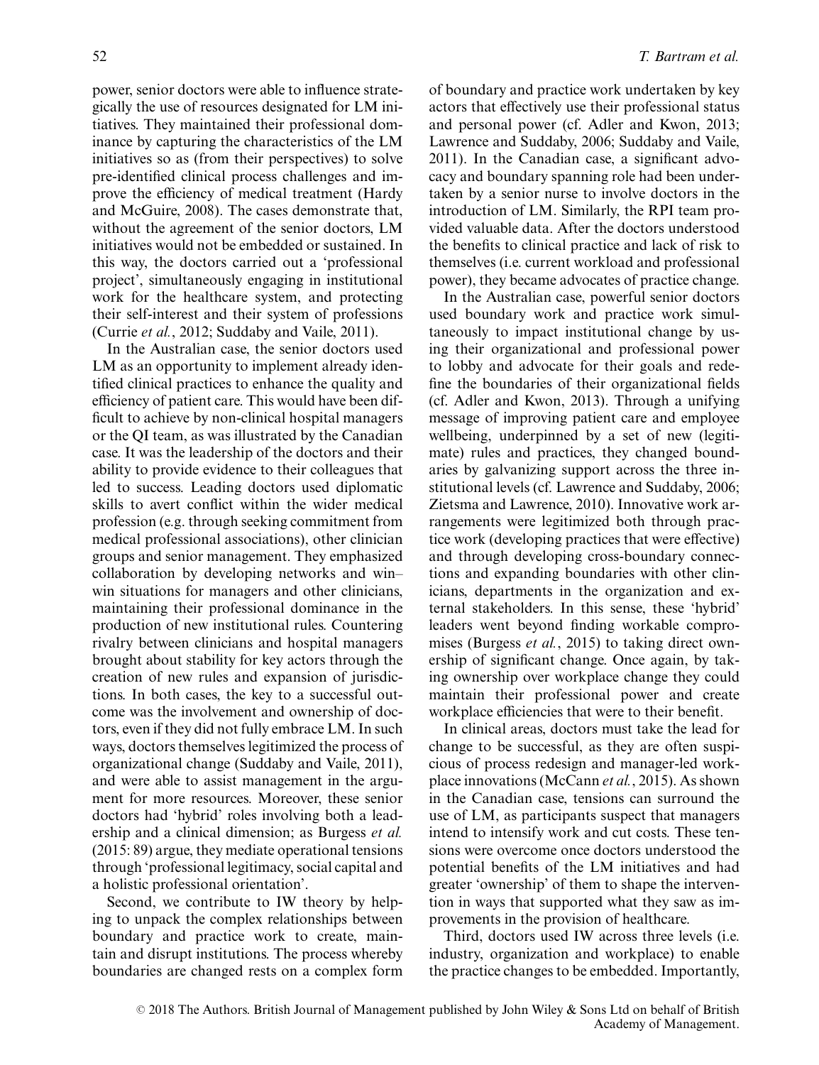power, senior doctors were able to influence strategically the use of resources designated for LM initiatives. They maintained their professional dominance by capturing the characteristics of the LM initiatives so as (from their perspectives) to solve pre-identified clinical process challenges and improve the efficiency of medical treatment (Hardy and McGuire, 2008). The cases demonstrate that, without the agreement of the senior doctors, LM initiatives would not be embedded or sustained. In this way, the doctors carried out a 'professional project', simultaneously engaging in institutional work for the healthcare system, and protecting their self-interest and their system of professions (Currie *et al.*, 2012; Suddaby and Vaile, 2011).

In the Australian case, the senior doctors used LM as an opportunity to implement already identified clinical practices to enhance the quality and efficiency of patient care. This would have been difficult to achieve by non-clinical hospital managers or the QI team, as was illustrated by the Canadian case. It was the leadership of the doctors and their ability to provide evidence to their colleagues that led to success. Leading doctors used diplomatic skills to avert conflict within the wider medical profession (e.g. through seeking commitment from medical professional associations), other clinician groups and senior management. They emphasized collaboration by developing networks and win–win situations for managers and other clinicians, maintaining their professional dominance in the production of new institutional rules. Countering rivalry between clinicians and hospital managers brought about stability for key actors through the creation of new rules and expansion of jurisdictions. In both cases, the key to a successful outcome was the involvement and ownership of doctors, even if they did not fully embrace LM. In such ways, doctors themselves legitimized the process of organizational change (Suddaby and Vaile, 2011), and were able to assist management in the argument for more resources. Moreover, these senior doctors had 'hybrid' roles involving both a leadership and a clinical dimension; as Burgess *et al.* (2015: 89) argue, they mediate operational tensions through 'professional legitimacy, social capital and a holistic professional orientation'.

Second, we contribute to IW theory by helping to unpack the complex relationships between boundary and practice work to create, maintain and disrupt institutions. The process whereby boundaries are changed rests on a complex form of boundary and practice work undertaken by key actors that effectively use their professional status and personal power (cf. Adler and Kwon, 2013; Lawrence and Suddaby, 2006; Suddaby and Vaile, 2011). In the Canadian case, a significant advocacy and boundary spanning role had been undertaken by a senior nurse to involve doctors in the introduction of LM. Similarly, the RPI team provided valuable data. After the doctors understood the benefits to clinical practice and lack of risk to themselves (i.e. current workload and professional power), they became advocates of practice change.

In the Australian case, powerful senior doctors used boundary work and practice work simultaneously to impact institutional change by using their organizational and professional power to lobby and advocate for their goals and redefine the boundaries of their organizational fields (cf. Adler and Kwon, 2013). Through a unifying message of improving patient care and employee wellbeing, underpinned by a set of new (legitimate) rules and practices, they changed boundaries by galvanizing support across the three institutional levels (cf. Lawrence and Suddaby, 2006; Zietsma and Lawrence, 2010). Innovative work arrangements were legitimized both through practice work (developing practices that were effective) and through developing cross-boundary connections and expanding boundaries with other clinicians, departments in the organization and external stakeholders. In this sense, these 'hybrid' leaders went beyond finding workable compromises (Burgess *et al.*, 2015) to taking direct ownership of significant change. Once again, by taking ownership over workplace change they could maintain their professional power and create workplace efficiencies that were to their benefit.

In clinical areas, doctors must take the lead for change to be successful, as they are often suspicious of process redesign and manager-led workplace innovations (McCann *et al.*, 2015). As shown in the Canadian case, tensions can surround the use of LM, as participants suspect that managers intend to intensify work and cut costs. These tensions were overcome once doctors understood the potential benefits of the LM initiatives and had greater 'ownership' of them to shape the intervention in ways that supported what they saw as improvements in the provision of healthcare.

Third, doctors used IW across three levels (i.e. industry, organization and workplace) to enable the practice changes to be embedded. Importantly,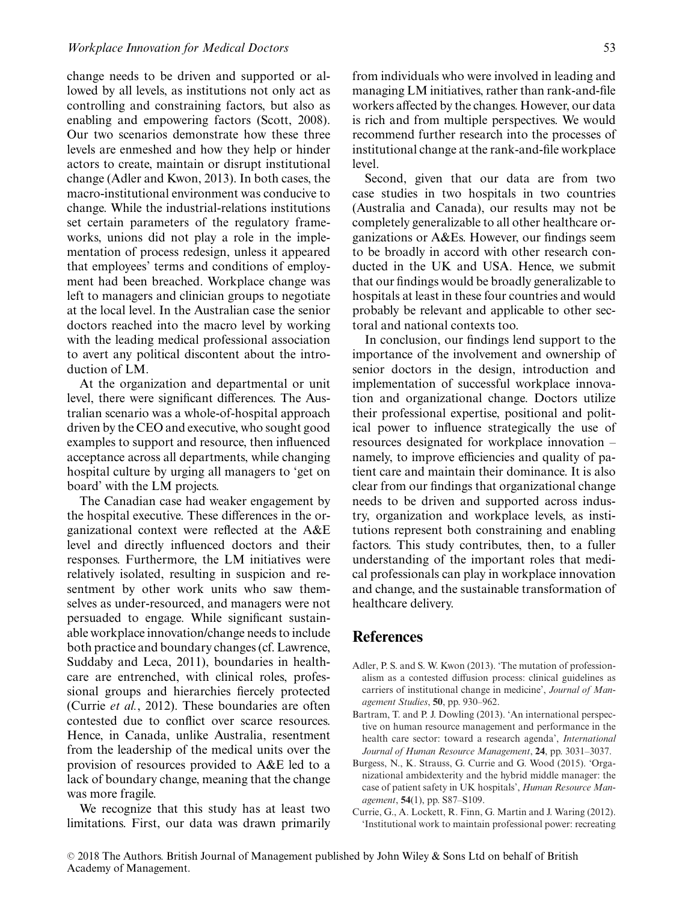change needs to be driven and supported or allowed by all levels, as institutions not only act as controlling and constraining factors, but also as enabling and empowering factors (Scott, 2008). Our two scenarios demonstrate how these three levels are enmeshed and how they help or hinder actors to create, maintain or disrupt institutional change (Adler and Kwon, 2013). In both cases, the macro-institutional environment was conducive to change. While the industrial-relations institutions set certain parameters of the regulatory frameworks, unions did not play a role in the implementation of process redesign, unless it appeared that employees' terms and conditions of employment had been breached. Workplace change was left to managers and clinician groups to negotiate at the local level. In the Australian case the senior doctors reached into the macro level by working with the leading medical professional association to avert any political discontent about the introduction of LM.

At the organization and departmental or unit level, there were significant differences. The Australian scenario was a whole-of-hospital approach driven by the CEO and executive, who sought good examples to support and resource, then influenced acceptance across all departments, while changing hospital culture by urging all managers to 'get on board' with the LM projects.

The Canadian case had weaker engagement by the hospital executive. These differences in the organizational context were reflected at the A&E level and directly influenced doctors and their responses. Furthermore, the LM initiatives were relatively isolated, resulting in suspicion and resentment by other work units who saw themselves as under-resourced, and managers were not persuaded to engage. While significant sustainable workplace innovation/change needs to include both practice and boundary changes (cf. Lawrence, Suddaby and Leca, 2011), boundaries in healthcare are entrenched, with clinical roles, professional groups and hierarchies fiercely protected (Currie *et al.*, 2012). These boundaries are often contested due to conflict over scarce resources. Hence, in Canada, unlike Australia, resentment from the leadership of the medical units over the provision of resources provided to A&E led to a lack of boundary change, meaning that the change was more fragile.

We recognize that this study has at least two limitations. First, our data was drawn primarily from individuals who were involved in leading and managing LM initiatives, rather than rank-and-file workers affected by the changes. However, our data is rich and from multiple perspectives. We would recommend further research into the processes of institutional change at the rank-and-file workplace level.

Second, given that our data are from two case studies in two hospitals in two countries (Australia and Canada), our results may not be completely generalizable to all other healthcare organizations or A&Es. However, our findings seem to be broadly in accord with other research conducted in the UK and USA. Hence, we submit that our findings would be broadly generalizable to hospitals at least in these four countries and would probably be relevant and applicable to other sectoral and national contexts too.

In conclusion, our findings lend support to the importance of the involvement and ownership of senior doctors in the design, introduction and implementation of successful workplace innovation and organizational change. Doctors utilize their professional expertise, positional and political power to influence strategically the use of resources designated for workplace innovation – namely, to improve efficiencies and quality of patient care and maintain their dominance. It is also clear from our findings that organizational change needs to be driven and supported across industry, organization and workplace levels, as institutions represent both constraining and enabling factors. This study contributes, then, to a fuller understanding of the important roles that medical professionals can play in workplace innovation and change, and the sustainable transformation of healthcare delivery.

## References

Adler, P. S. and S. W. Kwon (2013). 'The mutation of professionalism as a contested diffusion process: clinical guidelines as carriers of institutional change in medicine', *Journal of Management Studies*, **50**, pp. 930–962.

Bartram, T. and P. J. Dowling (2013). 'An international perspective on human resource management and performance in the health care sector: toward a research agenda', *International Journal of Human Resource Management*, **24**, pp. 3031–3037.

Burgess, N., K. Strauss, G. Currie and G. Wood (2015). 'Organizational ambidexterity and the hybrid middle manager: the case of patient safety in UK hospitals', *Human Resource Management*, **54**(1), pp. S87–S109.

Currie, G., A. Lockett, R. Finn, G. Martin and J. Waring (2012). 'Institutional work to maintain professional power: recreating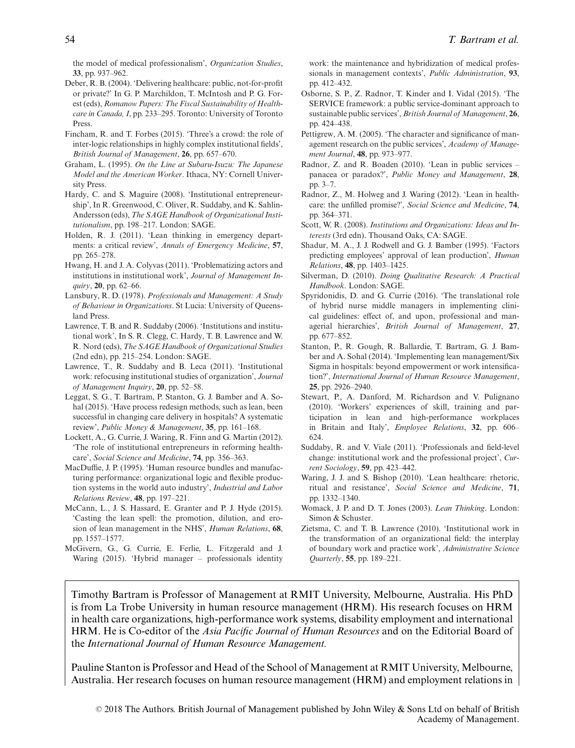the model of medical professionalism', *Organization Studies*, **33**, pp. 937–962.

Deber, R. B. (2004). 'Delivering healthcare: public, not-for-profit or private?' In G. P. Marchildon, T. McIntosh and P. G. Forest (eds), *Romanow Papers: The Fiscal Sustainability of Healthcare in Canada, I*, pp. 233–295. Toronto: University of Toronto Press.

Fincham, R. and T. Forbes (2015). 'Three's a crowd: the role of inter-logic relationships in highly complex institutional fields', *British Journal of Management*, **26**, pp. 657–670.

Graham, L. (1995). *On the Line at Subaru-Isuzu: The Japanese Model and the American Worker*. Ithaca, NY: Cornell University Press.

Hardy, C. and S. Maguire (2008). 'Institutional entrepreneurship', In R. Greenwood, C. Oliver, R. Suddaby, and K. Sahlin-Andersson (eds), *The SAGE Handbook of Organizational Institutionalism*, pp. 198–217. London: SAGE.

Holden, R. J. (2011). 'Lean thinking in emergency departments: a critical review', *Annals of Emergency Medicine*, **57**, pp. 265–278.

Hwang, H. and J. A. Colyvas (2011). 'Problematizing actors and institutions in institutional work', *Journal of Management Inquiry*, **20**, pp. 62–66.

Lansbury, R. D. (1978). *Professionals and Management: A Study of Behaviour in Organizations*. St Lucia: University of Queensland Press.

Lawrence, T. B. and R. Suddaby (2006). 'Institutions and institutional work', In S. R. Clegg, C. Hardy, T. B. Lawrence and W. R. Nord (eds), *The SAGE Handbook of Organizational Studies* (2nd edn), pp. 215–254. London: SAGE.

Lawrence, T., R. Suddaby and B. Leca (2011). 'Institutional work: refocusing institutional studies of organization', *Journal of Management Inquiry*, **20**, pp. 52–58.

Leggat, S. G., T. Bartram, P. Stanton, G. J. Bamber and A. Sohal (2015). 'Have process redesign methods, such as lean, been successful in changing care delivery in hospitals? A systematic review', *Public Money & Management*, **35**, pp. 161–168.

Lockett, A., G. Currie, J. Waring, R. Finn and G. Martin (2012). 'The role of institutional entrepreneurs in reforming healthcare', *Social Science and Medicine*, **74**, pp. 356–363.

MacDuffie, J. P. (1995). 'Human resource bundles and manufacturing performance: organizational logic and flexible production systems in the world auto industry', *Industrial and Labor Relations Review*, **48**, pp. 197–221.

McCann, L., J. S. Hassard, E. Granter and P. J. Hyde (2015). 'Casting the lean spell: the promotion, dilution, and erosion of lean management in the NHS', *Human Relations*, **68**, pp. 1557–1577.

McGivern, G., G. Currie, E. Ferlie, L. Fitzgerald and J. Waring (2015). 'Hybrid manager – professionals identity work: the maintenance and hybridization of medical professionals in management contexts', *Public Administration*, **93**, pp. 412–432.

Osborne, S. P., Z. Radnor, T. Kinder and I. Vidal (2015). 'The SERVICE framework: a public service-dominant approach to sustainable public services', *British Journal of Management*, **26**, pp. 424–438.

Pettigrew, A. M. (2005). 'The character and significance of management research on the public services', *Academy of Management Journal*, **48**, pp. 973–977.

Radnor, Z. and R. Boaden (2010). 'Lean in public services – panacea or paradox?', *Public Money and Management*, **28**, pp. 3–7.

Radnor, Z., M. Holweg and J. Waring (2012). 'Lean in healthcare: the unfilled promise?', *Social Science and Medicine*, **74**, pp. 364–371.

Scott, W. R. (2008). *Institutions and Organizations: Ideas and Interests* (3rd edn). Thousand Oaks, CA: SAGE.

Shadur, M. A., J. J. Rodwell and G. J. Bamber (1995). 'Factors predicting employees' approval of lean production', *Human Relations*, **48**, pp. 1403–1425.

Silverman, D. (2010). *Doing Qualitative Research: A Practical Handbook*. London: SAGE.

Spyridonidis, D. and G. Currie (2016). 'The translational role of hybrid nurse middle managers in implementing clinical guidelines: effect of, and upon, professional and managerial hierarchies', *British Journal of Management*, **27**, pp. 677–852.

Stanton, P., R. Gough, R. Ballardie, T. Bartram, G. J. Bamber and A. Sohal (2014). 'Implementing lean management/Six Sigma in hospitals: beyond empowerment or work intensification?', *International Journal of Human Resource Management*, **25**, pp. 2926–2940.

Stewart, P., A. Danford, M. Richardson and V. Pulignano (2010). 'Workers' experiences of skill, training and participation in lean and high-performance workplaces in Britain and Italy', *Employee Relations*, **32**, pp. 606–624.

Suddaby, R. and V. Viale (2011). 'Professionals and field-level change: institutional work and the professional project', *Current Sociology*, **59**, pp. 423–442.

Waring, J. J. and S. Bishop (2010). 'Lean healthcare: rhetoric, ritual and resistance', *Social Science and Medicine*, **71**, pp. 1332–1340.

Womack, J. P. and D. T. Jones (2003). *Lean Thinking*. London: Simon & Schuster.

Zietsma, C. and T. B. Lawrence (2010). 'Institutional work in the transformation of an organizational field: the interplay of boundary work and practice work', *Administrative Science Quarterly*, **55**, pp. 189–221.

Timothy Bartram is Professor of Management at RMIT University, Melbourne, Australia. His PhD is from La Trobe University in human resource management (HRM). His research focuses on HRM in health care organizations, high-performance work systems, disability employment and international HRM. He is Co-editor of the *Asia Pacific Journal of Human Resources* and on the Editorial Board of the *International Journal of Human Resource Management*.

Pauline Stanton is Professor and Head of the School of Management at RMIT University, Melbourne, Australia. Her research focuses on human resource management (HRM) and employment relations in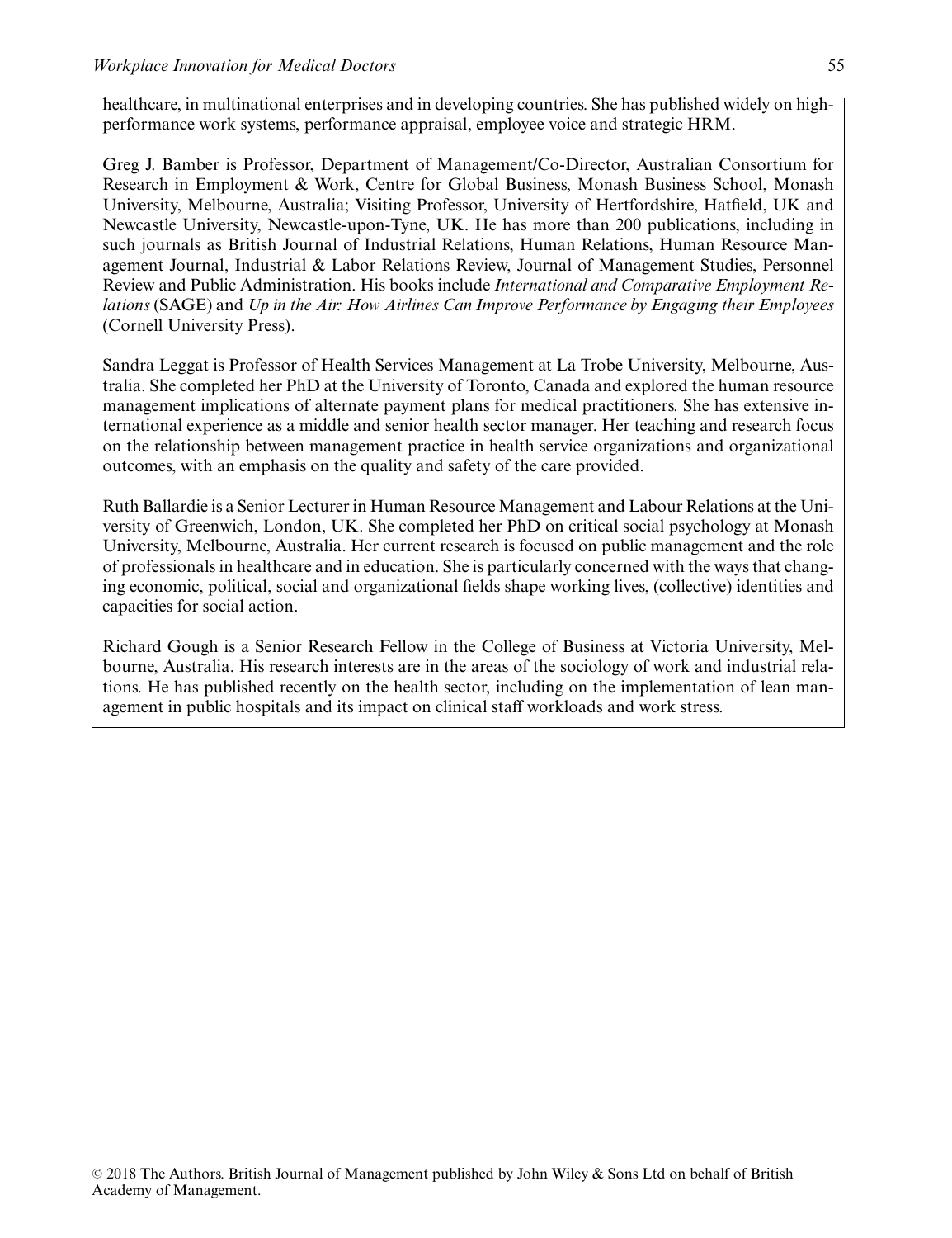healthcare, in multinational enterprises and in developing countries. She has published widely on high-performance work systems, performance appraisal, employee voice and strategic HRM.

Greg J. Bamber is Professor, Department of Management/Co-Director, Australian Consortium for Research in Employment & Work, Centre for Global Business, Monash Business School, Monash University, Melbourne, Australia; Visiting Professor, University of Hertfordshire, Hatfield, UK and Newcastle University, Newcastle-upon-Tyne, UK. He has more than 200 publications, including in such journals as British Journal of Industrial Relations, Human Relations, Human Resource Management Journal, Industrial & Labor Relations Review, Journal of Management Studies, Personnel Review and Public Administration. His books include *International and Comparative Employment Relations* (SAGE) and *Up in the Air: How Airlines Can Improve Performance by Engaging their Employees* (Cornell University Press).

Sandra Leggat is Professor of Health Services Management at La Trobe University, Melbourne, Australia. She completed her PhD at the University of Toronto, Canada and explored the human resource management implications of alternate payment plans for medical practitioners. She has extensive international experience as a middle and senior health sector manager. Her teaching and research focus on the relationship between management practice in health service organizations and organizational outcomes, with an emphasis on the quality and safety of the care provided.

Ruth Ballardie is a Senior Lecturer in Human Resource Management and Labour Relations at the University of Greenwich, London, UK. She completed her PhD on critical social psychology at Monash University, Melbourne, Australia. Her current research is focused on public management and the role of professionals in healthcare and in education. She is particularly concerned with the ways that changing economic, political, social and organizational fields shape working lives, (collective) identities and capacities for social action.

Richard Gough is a Senior Research Fellow in the College of Business at Victoria University, Melbourne, Australia. His research interests are in the areas of the sociology of work and industrial relations. He has published recently on the health sector, including on the implementation of lean management in public hospitals and its impact on clinical staff workloads and work stress.

© 2018 The Authors. British Journal of Management published by John Wiley & Sons Ltd on behalf of British Academy of Management.